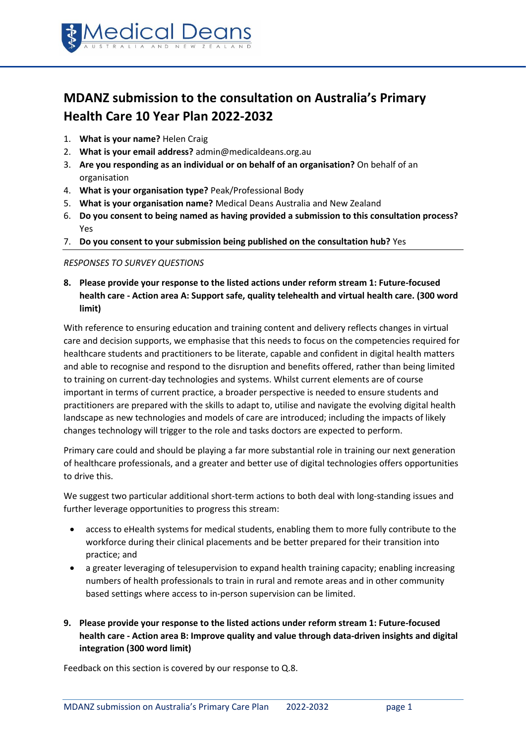# MDANZ submission to the consultation on Australia's Primary Health Care 10 Year Plan 2022-2032

1. **What is your name?** Helen Craig
2. **What is your email address?** admin@medicaldeans.org.au
3. **Are you responding as an individual or on behalf of an organisation?** On behalf of an organisation
4. **What is your organisation type?** Peak/Professional Body
5. **What is your organisation name?** Medical Deans Australia and New Zealand
6. **Do you consent to being named as having provided a submission to this consultation process?** Yes
7. **Do you consent to your submission being published on the consultation hub?** Yes

---

*RESPONSES TO SURVEY QUESTIONS*

8. **Please provide your response to the listed actions under reform stream 1: Future-focused health care - Action area A: Support safe, quality telehealth and virtual health care. (300 word limit)**

With reference to ensuring education and training content and delivery reflects changes in virtual care and decision supports, we emphasise that this needs to focus on the competencies required for healthcare students and practitioners to be literate, capable and confident in digital health matters and able to recognise and respond to the disruption and benefits offered, rather than being limited to training on current-day technologies and systems. Whilst current elements are of course important in terms of current practice, a broader perspective is needed to ensure students and practitioners are prepared with the skills to adapt to, utilise and navigate the evolving digital health landscape as new technologies and models of care are introduced; including the impacts of likely changes technology will trigger to the role and tasks doctors are expected to perform.

Primary care could and should be playing a far more substantial role in training our next generation of healthcare professionals, and a greater and better use of digital technologies offers opportunities to drive this.

We suggest two particular additional short-term actions to both deal with long-standing issues and further leverage opportunities to progress this stream:

- access to eHealth systems for medical students, enabling them to more fully contribute to the workforce during their clinical placements and be better prepared for their transition into practice; and
- a greater leveraging of telesupervision to expand health training capacity; enabling increasing numbers of health professionals to train in rural and remote areas and in other community based settings where access to in-person supervision can be limited.

9. **Please provide your response to the listed actions under reform stream 1: Future-focused health care - Action area B: Improve quality and value through data-driven insights and digital integration (300 word limit)**

Feedback on this section is covered by our response to Q.8.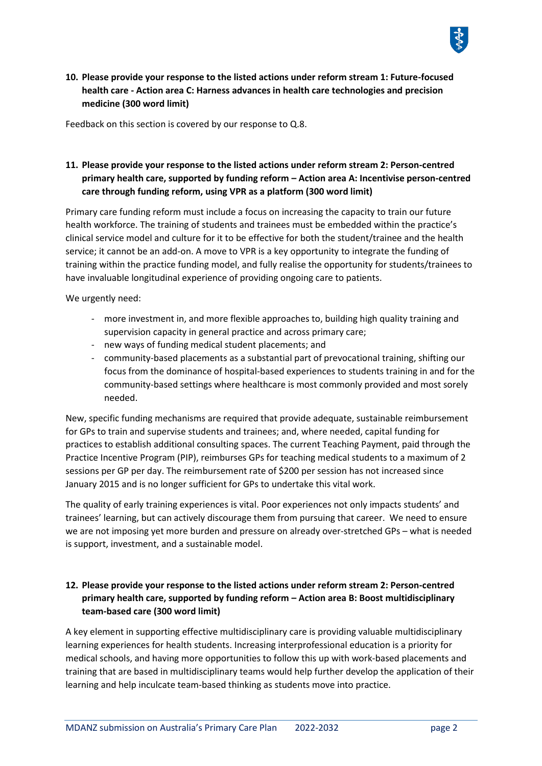**10. Please provide your response to the listed actions under reform stream 1: Future-focused health care - Action area C: Harness advances in health care technologies and precision medicine (300 word limit)**

Feedback on this section is covered by our response to Q.8.

**11. Please provide your response to the listed actions under reform stream 2: Person-centred primary health care, supported by funding reform – Action area A: Incentivise person-centred care through funding reform, using VPR as a platform (300 word limit)**

Primary care funding reform must include a focus on increasing the capacity to train our future health workforce. The training of students and trainees must be embedded within the practice's clinical service model and culture for it to be effective for both the student/trainee and the health service; it cannot be an add-on. A move to VPR is a key opportunity to integrate the funding of training within the practice funding model, and fully realise the opportunity for students/trainees to have invaluable longitudinal experience of providing ongoing care to patients.

We urgently need:

- more investment in, and more flexible approaches to, building high quality training and supervision capacity in general practice and across primary care;
- new ways of funding medical student placements; and
- community-based placements as a substantial part of prevocational training, shifting our focus from the dominance of hospital-based experiences to students training in and for the community-based settings where healthcare is most commonly provided and most sorely needed.

New, specific funding mechanisms are required that provide adequate, sustainable reimbursement for GPs to train and supervise students and trainees; and, where needed, capital funding for practices to establish additional consulting spaces. The current Teaching Payment, paid through the Practice Incentive Program (PIP), reimburses GPs for teaching medical students to a maximum of 2 sessions per GP per day. The reimbursement rate of $200 per session has not increased since January 2015 and is no longer sufficient for GPs to undertake this vital work.

The quality of early training experiences is vital. Poor experiences not only impacts students' and trainees' learning, but can actively discourage them from pursuing that career. We need to ensure we are not imposing yet more burden and pressure on already over-stretched GPs – what is needed is support, investment, and a sustainable model.

**12. Please provide your response to the listed actions under reform stream 2: Person-centred primary health care, supported by funding reform – Action area B: Boost multidisciplinary team-based care (300 word limit)**

A key element in supporting effective multidisciplinary care is providing valuable multidisciplinary learning experiences for health students. Increasing interprofessional education is a priority for medical schools, and having more opportunities to follow this up with work-based placements and training that are based in multidisciplinary teams would help further develop the application of their learning and help inculcate team-based thinking as students move into practice.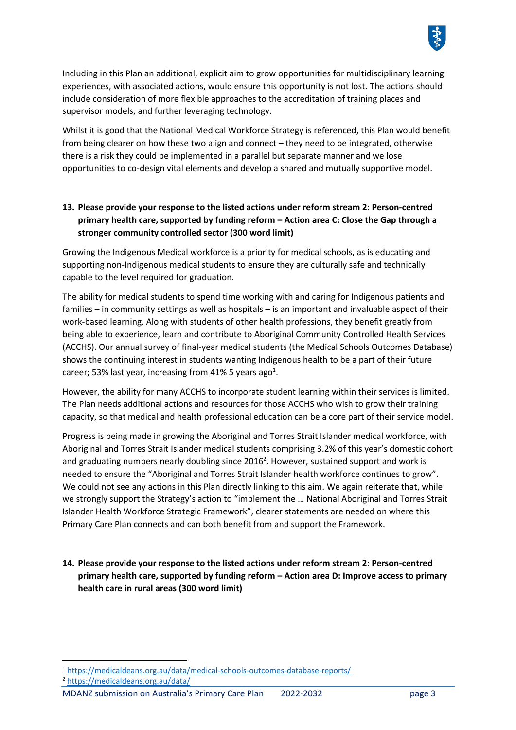Including in this Plan an additional, explicit aim to grow opportunities for multidisciplinary learning experiences, with associated actions, would ensure this opportunity is not lost. The actions should include consideration of more flexible approaches to the accreditation of training places and supervisor models, and further leveraging technology.

Whilst it is good that the National Medical Workforce Strategy is referenced, this Plan would benefit from being clearer on how these two align and connect – they need to be integrated, otherwise there is a risk they could be implemented in a parallel but separate manner and we lose opportunities to co-design vital elements and develop a shared and mutually supportive model.

**13. Please provide your response to the listed actions under reform stream 2: Person-centred primary health care, supported by funding reform – Action area C: Close the Gap through a stronger community controlled sector (300 word limit)**

Growing the Indigenous Medical workforce is a priority for medical schools, as is educating and supporting non-Indigenous medical students to ensure they are culturally safe and technically capable to the level required for graduation.

The ability for medical students to spend time working with and caring for Indigenous patients and families – in community settings as well as hospitals – is an important and invaluable aspect of their work-based learning. Along with students of other health professions, they benefit greatly from being able to experience, learn and contribute to Aboriginal Community Controlled Health Services (ACCHS). Our annual survey of final-year medical students (the Medical Schools Outcomes Database) shows the continuing interest in students wanting Indigenous health to be a part of their future career; 53% last year, increasing from 41% 5 years ago[1].

However, the ability for many ACCHS to incorporate student learning within their services is limited. The Plan needs additional actions and resources for those ACCHS who wish to grow their training capacity, so that medical and health professional education can be a core part of their service model.

Progress is being made in growing the Aboriginal and Torres Strait Islander medical workforce, with Aboriginal and Torres Strait Islander medical students comprising 3.2% of this year's domestic cohort and graduating numbers nearly doubling since 2016[2]. However, sustained support and work is needed to ensure the "Aboriginal and Torres Strait Islander health workforce continues to grow". We could not see any actions in this Plan directly linking to this aim. We again reiterate that, while we strongly support the Strategy's action to "implement the … National Aboriginal and Torres Strait Islander Health Workforce Strategic Framework", clearer statements are needed on where this Primary Care Plan connects and can both benefit from and support the Framework.

**14. Please provide your response to the listed actions under reform stream 2: Person-centred primary health care, supported by funding reform – Action area D: Improve access to primary health care in rural areas (300 word limit)**

---

[1] https://medicaldeans.org.au/data/medical-schools-outcomes-database-reports/

[2] https://medicaldeans.org.au/data/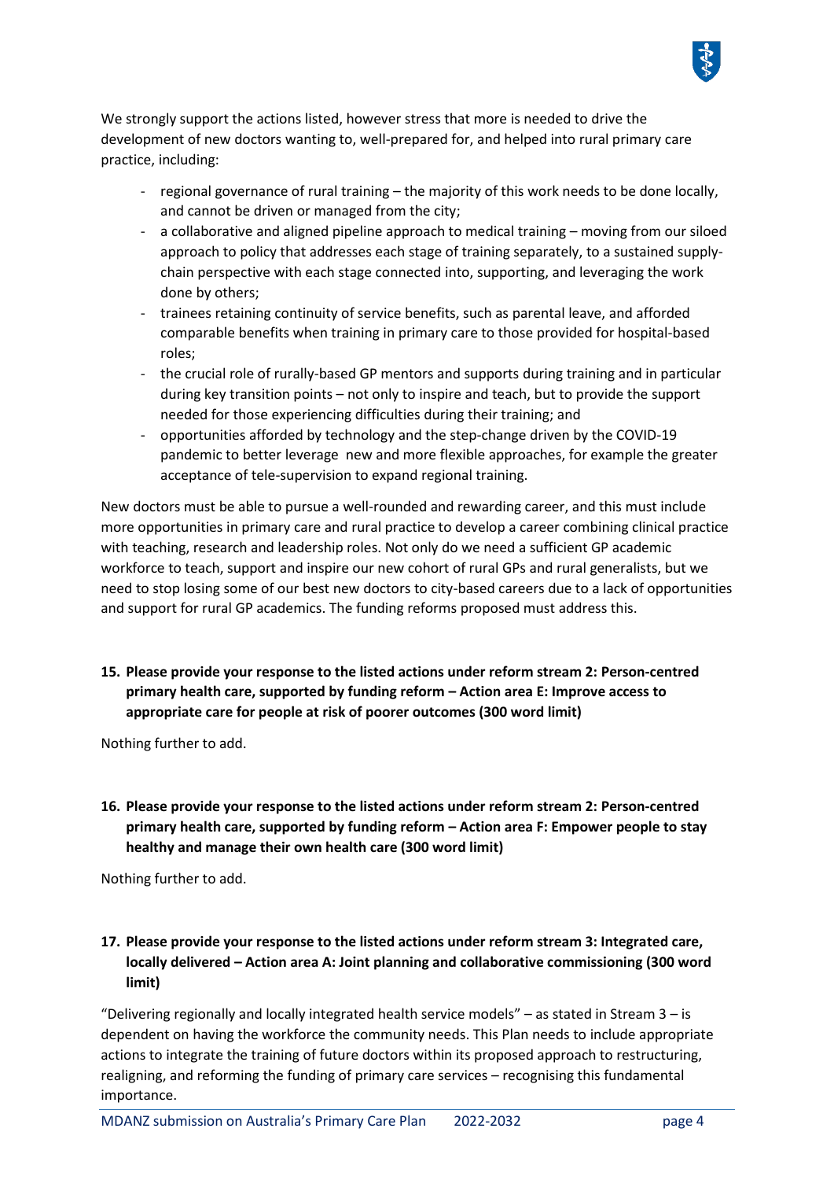We strongly support the actions listed, however stress that more is needed to drive the development of new doctors wanting to, well-prepared for, and helped into rural primary care practice, including:

- regional governance of rural training – the majority of this work needs to be done locally, and cannot be driven or managed from the city;
- a collaborative and aligned pipeline approach to medical training – moving from our siloed approach to policy that addresses each stage of training separately, to a sustained supply-chain perspective with each stage connected into, supporting, and leveraging the work done by others;
- trainees retaining continuity of service benefits, such as parental leave, and afforded comparable benefits when training in primary care to those provided for hospital-based roles;
- the crucial role of rurally-based GP mentors and supports during training and in particular during key transition points – not only to inspire and teach, but to provide the support needed for those experiencing difficulties during their training; and
- opportunities afforded by technology and the step-change driven by the COVID-19 pandemic to better leverage new and more flexible approaches, for example the greater acceptance of tele-supervision to expand regional training.

New doctors must be able to pursue a well-rounded and rewarding career, and this must include more opportunities in primary care and rural practice to develop a career combining clinical practice with teaching, research and leadership roles. Not only do we need a sufficient GP academic workforce to teach, support and inspire our new cohort of rural GPs and rural generalists, but we need to stop losing some of our best new doctors to city-based careers due to a lack of opportunities and support for rural GP academics. The funding reforms proposed must address this.

**15. Please provide your response to the listed actions under reform stream 2: Person-centred primary health care, supported by funding reform – Action area E: Improve access to appropriate care for people at risk of poorer outcomes (300 word limit)**

Nothing further to add.

**16. Please provide your response to the listed actions under reform stream 2: Person-centred primary health care, supported by funding reform – Action area F: Empower people to stay healthy and manage their own health care (300 word limit)**

Nothing further to add.

**17. Please provide your response to the listed actions under reform stream 3: Integrated care, locally delivered – Action area A: Joint planning and collaborative commissioning (300 word limit)**

"Delivering regionally and locally integrated health service models" – as stated in Stream 3 – is dependent on having the workforce the community needs. This Plan needs to include appropriate actions to integrate the training of future doctors within its proposed approach to restructuring, realigning, and reforming the funding of primary care services – recognising this fundamental importance.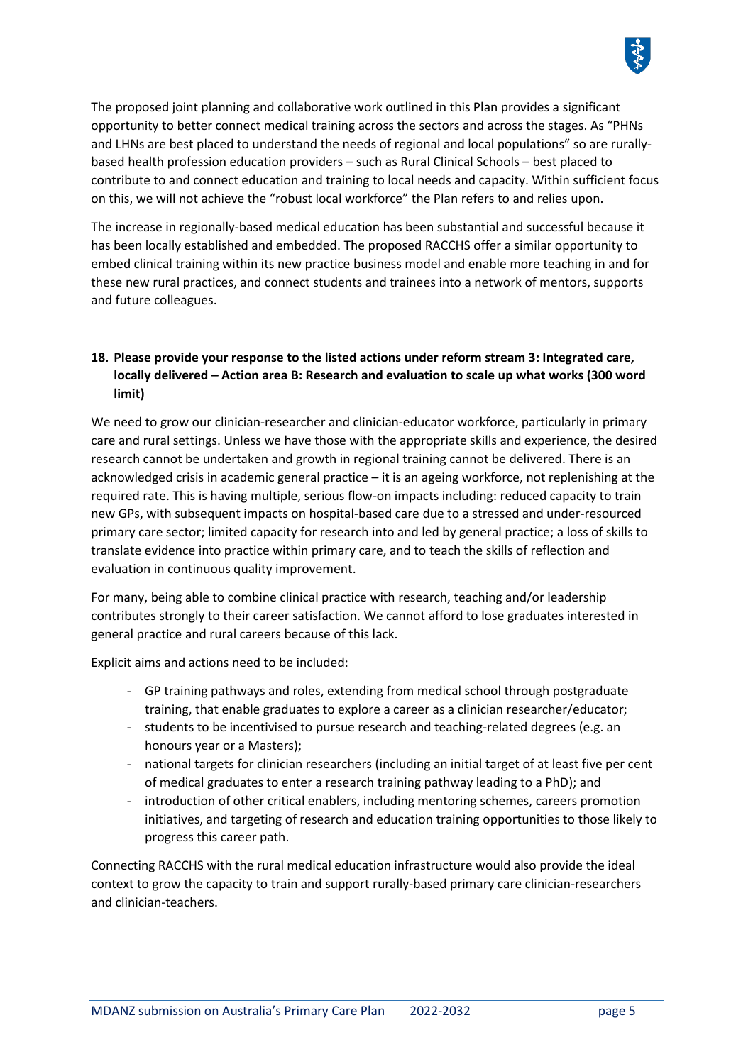The proposed joint planning and collaborative work outlined in this Plan provides a significant opportunity to better connect medical training across the sectors and across the stages. As "PHNs and LHNs are best placed to understand the needs of regional and local populations" so are rurally-based health profession education providers – such as Rural Clinical Schools – best placed to contribute to and connect education and training to local needs and capacity. Within sufficient focus on this, we will not achieve the "robust local workforce" the Plan refers to and relies upon.

The increase in regionally-based medical education has been substantial and successful because it has been locally established and embedded. The proposed RACCHS offer a similar opportunity to embed clinical training within its new practice business model and enable more teaching in and for these new rural practices, and connect students and trainees into a network of mentors, supports and future colleagues.

**18. Please provide your response to the listed actions under reform stream 3: Integrated care, locally delivered – Action area B: Research and evaluation to scale up what works (300 word limit)**

We need to grow our clinician-researcher and clinician-educator workforce, particularly in primary care and rural settings. Unless we have those with the appropriate skills and experience, the desired research cannot be undertaken and growth in regional training cannot be delivered. There is an acknowledged crisis in academic general practice – it is an ageing workforce, not replenishing at the required rate. This is having multiple, serious flow-on impacts including: reduced capacity to train new GPs, with subsequent impacts on hospital-based care due to a stressed and under-resourced primary care sector; limited capacity for research into and led by general practice; a loss of skills to translate evidence into practice within primary care, and to teach the skills of reflection and evaluation in continuous quality improvement.

For many, being able to combine clinical practice with research, teaching and/or leadership contributes strongly to their career satisfaction. We cannot afford to lose graduates interested in general practice and rural careers because of this lack.

Explicit aims and actions need to be included:

- GP training pathways and roles, extending from medical school through postgraduate training, that enable graduates to explore a career as a clinician researcher/educator;
- students to be incentivised to pursue research and teaching-related degrees (e.g. an honours year or a Masters);
- national targets for clinician researchers (including an initial target of at least five per cent of medical graduates to enter a research training pathway leading to a PhD); and
- introduction of other critical enablers, including mentoring schemes, careers promotion initiatives, and targeting of research and education training opportunities to those likely to progress this career path.

Connecting RACCHS with the rural medical education infrastructure would also provide the ideal context to grow the capacity to train and support rurally-based primary care clinician-researchers and clinician-teachers.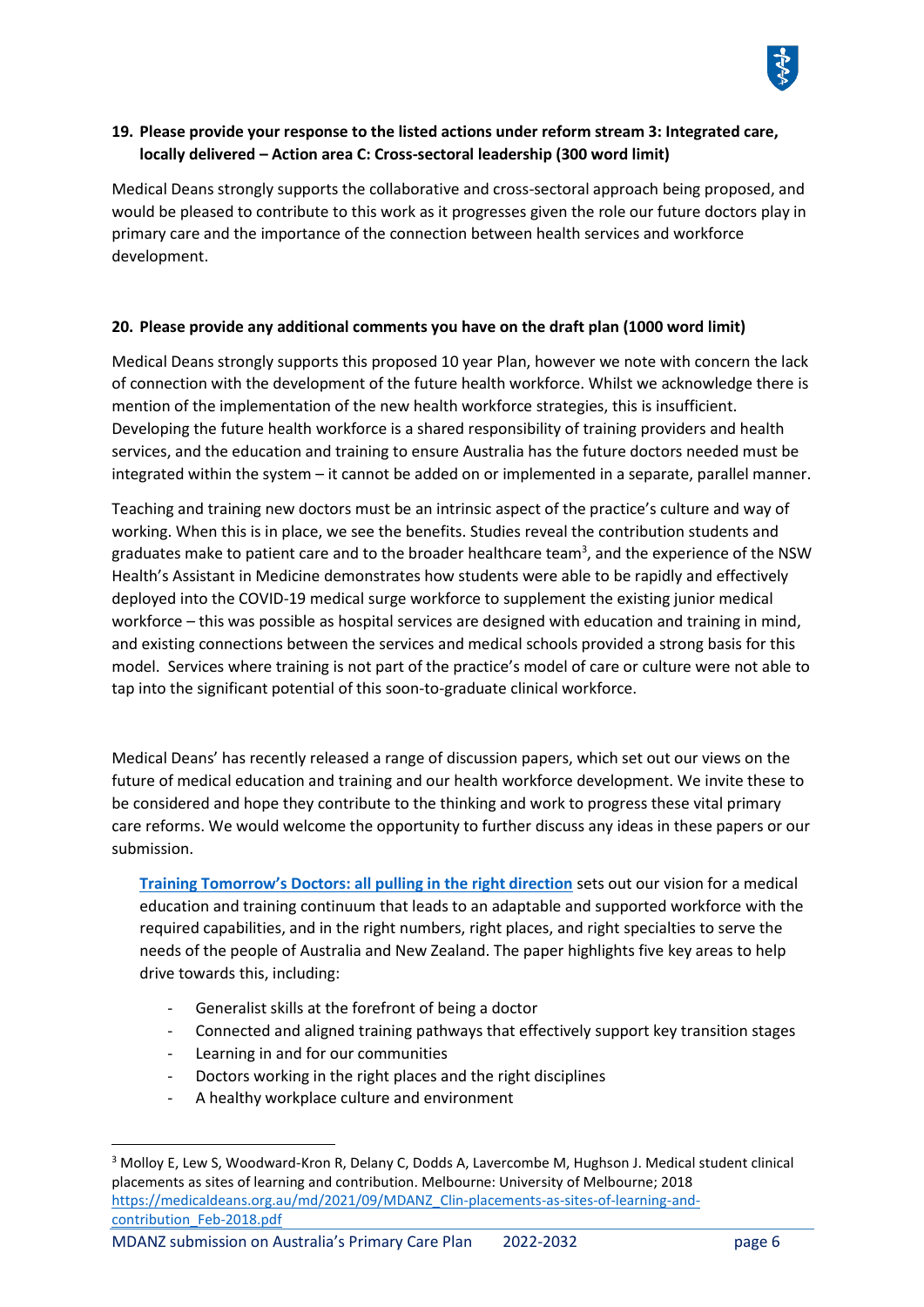**19. Please provide your response to the listed actions under reform stream 3: Integrated care, locally delivered – Action area C: Cross-sectoral leadership (300 word limit)**

Medical Deans strongly supports the collaborative and cross-sectoral approach being proposed, and would be pleased to contribute to this work as it progresses given the role our future doctors play in primary care and the importance of the connection between health services and workforce development.

**20. Please provide any additional comments you have on the draft plan (1000 word limit)**

Medical Deans strongly supports this proposed 10 year Plan, however we note with concern the lack of connection with the development of the future health workforce. Whilst we acknowledge there is mention of the implementation of the new health workforce strategies, this is insufficient. Developing the future health workforce is a shared responsibility of training providers and health services, and the education and training to ensure Australia has the future doctors needed must be integrated within the system – it cannot be added on or implemented in a separate, parallel manner.

Teaching and training new doctors must be an intrinsic aspect of the practice's culture and way of working. When this is in place, we see the benefits. Studies reveal the contribution students and graduates make to patient care and to the broader healthcare team[3], and the experience of the NSW Health's Assistant in Medicine demonstrates how students were able to be rapidly and effectively deployed into the COVID-19 medical surge workforce to supplement the existing junior medical workforce – this was possible as hospital services are designed with education and training in mind, and existing connections between the services and medical schools provided a strong basis for this model. Services where training is not part of the practice's model of care or culture were not able to tap into the significant potential of this soon-to-graduate clinical workforce.

Medical Deans' has recently released a range of discussion papers, which set out our views on the future of medical education and training and our health workforce development. We invite these to be considered and hope they contribute to the thinking and work to progress these vital primary care reforms. We would welcome the opportunity to further discuss any ideas in these papers or our submission.

**Training Tomorrow's Doctors: all pulling in the right direction** sets out our vision for a medical education and training continuum that leads to an adaptable and supported workforce with the required capabilities, and in the right numbers, right places, and right specialties to serve the needs of the people of Australia and New Zealand. The paper highlights five key areas to help drive towards this, including:

- Generalist skills at the forefront of being a doctor
- Connected and aligned training pathways that effectively support key transition stages
- Learning in and for our communities
- Doctors working in the right places and the right disciplines
- A healthy workplace culture and environment

---

[3] Molloy E, Lew S, Woodward-Kron R, Delany C, Dodds A, Lavercombe M, Hughson J. Medical student clinical placements as sites of learning and contribution. Melbourne: University of Melbourne; 2018 https://medicaldeans.org.au/md/2021/09/MDANZ_Clin-placements-as-sites-of-learning-and-contribution_Feb-2018.pdf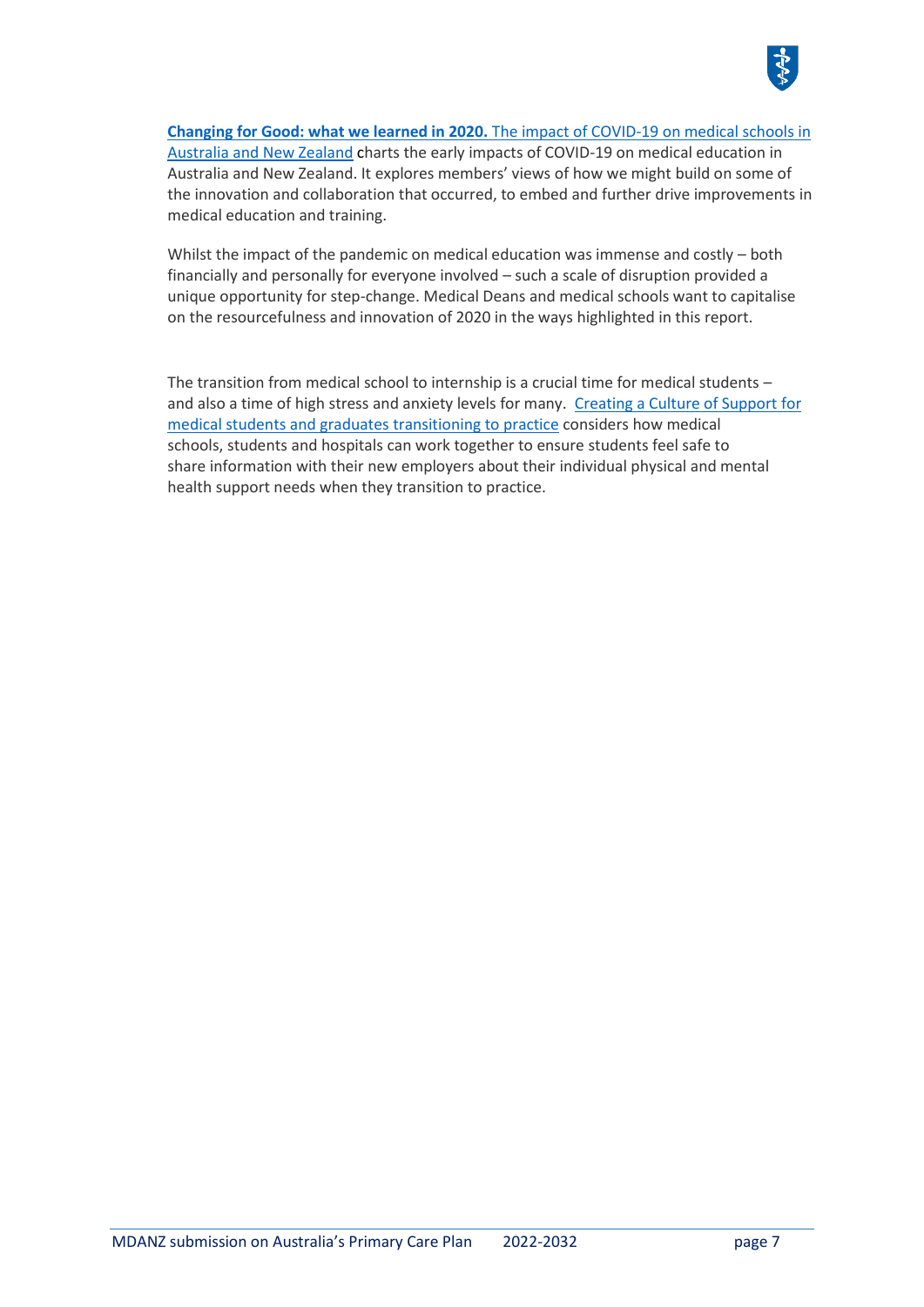**Changing for Good: what we learned in 2020.** The impact of COVID-19 on medical schools in Australia and New Zealand charts the early impacts of COVID-19 on medical education in Australia and New Zealand. It explores members' views of how we might build on some of the innovation and collaboration that occurred, to embed and further drive improvements in medical education and training.

Whilst the impact of the pandemic on medical education was immense and costly – both financially and personally for everyone involved – such a scale of disruption provided a unique opportunity for step-change. Medical Deans and medical schools want to capitalise on the resourcefulness and innovation of 2020 in the ways highlighted in this report.

The transition from medical school to internship is a crucial time for medical students – and also a time of high stress and anxiety levels for many. Creating a Culture of Support for medical students and graduates transitioning to practice considers how medical schools, students and hospitals can work together to ensure students feel safe to share information with their new employers about their individual physical and mental health support needs when they transition to practice.